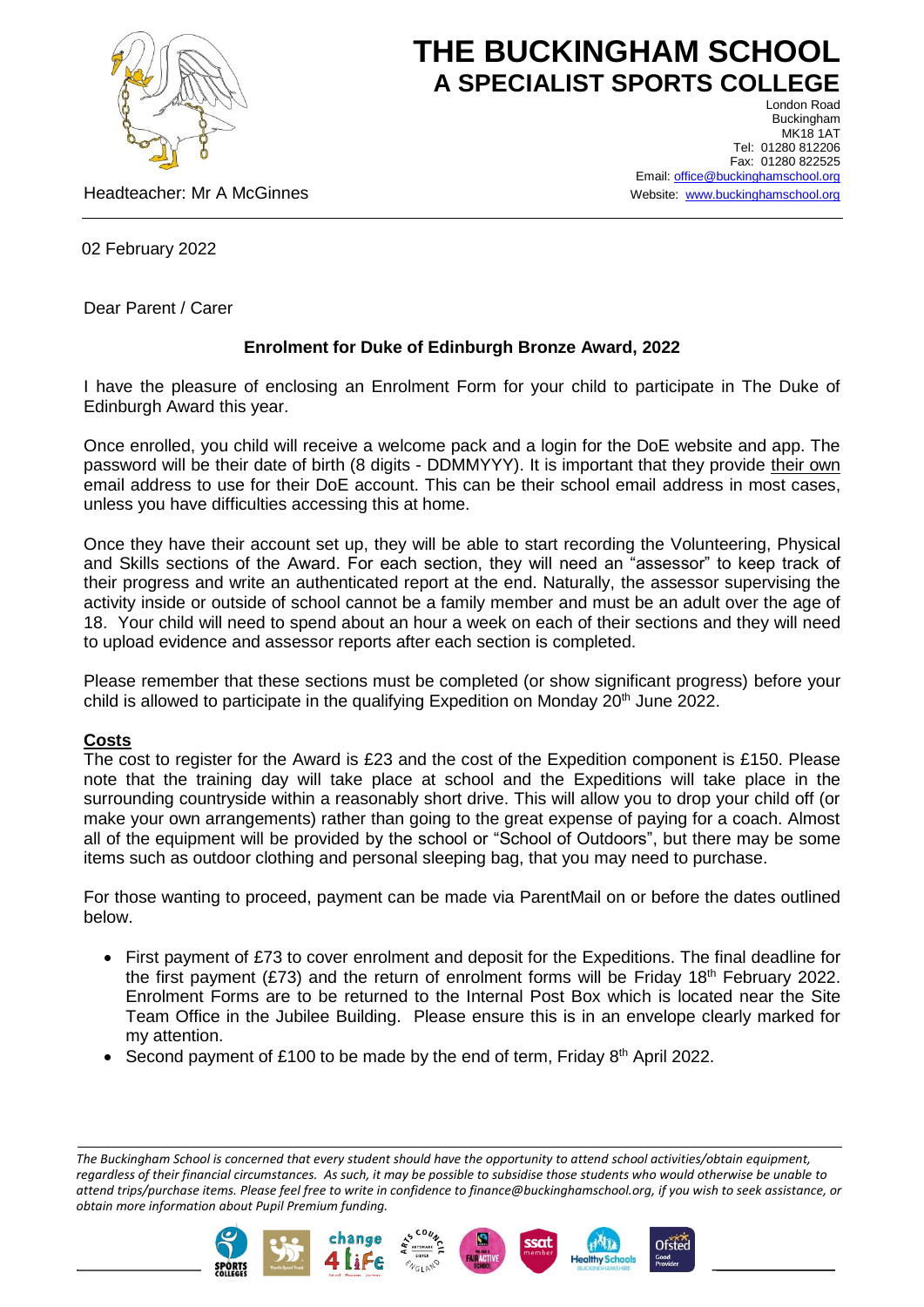# THE BUCKINGHAM SCHOOL
## A SPECIALIST SPORTS COLLEGE

London Road
Buckingham
MK18 1AT
Tel: 01280 812206
Fax: 01280 822525
Email: office@buckinghamschool.org
Website: www.buckinghamschool.org

Headteacher: Mr A McGinnes

02 February 2022

Dear Parent / Carer

**Enrolment for Duke of Edinburgh Bronze Award, 2022**

I have the pleasure of enclosing an Enrolment Form for your child to participate in The Duke of Edinburgh Award this year.

Once enrolled, you child will receive a welcome pack and a login for the DoE website and app. The password will be their date of birth (8 digits - DDMMYYY). It is important that they provide their own email address to use for their DoE account. This can be their school email address in most cases, unless you have difficulties accessing this at home.

Once they have their account set up, they will be able to start recording the Volunteering, Physical and Skills sections of the Award. For each section, they will need an "assessor" to keep track of their progress and write an authenticated report at the end. Naturally, the assessor supervising the activity inside or outside of school cannot be a family member and must be an adult over the age of 18. Your child will need to spend about an hour a week on each of their sections and they will need to upload evidence and assessor reports after each section is completed.

Please remember that these sections must be completed (or show significant progress) before your child is allowed to participate in the qualifying Expedition on Monday 20th June 2022.

**Costs**

The cost to register for the Award is £23 and the cost of the Expedition component is £150. Please note that the training day will take place at school and the Expeditions will take place in the surrounding countryside within a reasonably short drive. This will allow you to drop your child off (or make your own arrangements) rather than going to the great expense of paying for a coach. Almost all of the equipment will be provided by the school or "School of Outdoors", but there may be some items such as outdoor clothing and personal sleeping bag, that you may need to purchase.

For those wanting to proceed, payment can be made via ParentMail on or before the dates outlined below.

- First payment of £73 to cover enrolment and deposit for the Expeditions. The final deadline for the first payment (£73) and the return of enrolment forms will be Friday 18th February 2022. Enrolment Forms are to be returned to the Internal Post Box which is located near the Site Team Office in the Jubilee Building. Please ensure this is in an envelope clearly marked for my attention.
- Second payment of £100 to be made by the end of term, Friday 8th April 2022.

*The Buckingham School is concerned that every student should have the opportunity to attend school activities/obtain equipment, regardless of their financial circumstances. As such, it may be possible to subsidise those students who would otherwise be unable to attend trips/purchase items. Please feel free to write in confidence to finance@buckinghamschool.org, if you wish to seek assistance, or obtain more information about Pupil Premium funding.*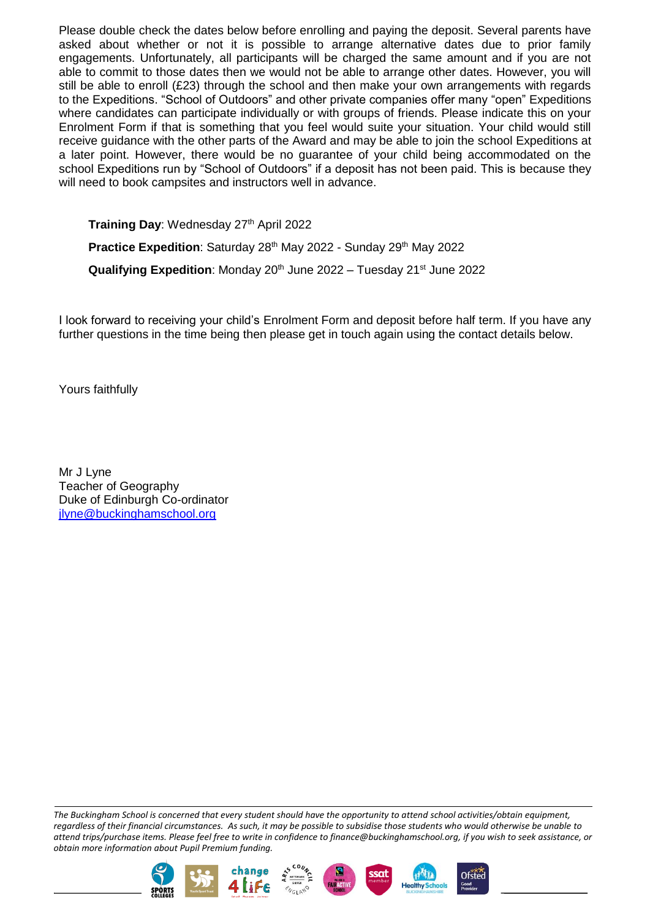Please double check the dates below before enrolling and paying the deposit. Several parents have asked about whether or not it is possible to arrange alternative dates due to prior family engagements. Unfortunately, all participants will be charged the same amount and if you are not able to commit to those dates then we would not be able to arrange other dates. However, you will still be able to enroll (£23) through the school and then make your own arrangements with regards to the Expeditions. "School of Outdoors" and other private companies offer many "open" Expeditions where candidates can participate individually or with groups of friends. Please indicate this on your Enrolment Form if that is something that you feel would suite your situation. Your child would still receive guidance with the other parts of the Award and may be able to join the school Expeditions at a later point. However, there would be no guarantee of your child being accommodated on the school Expeditions run by "School of Outdoors" if a deposit has not been paid. This is because they will need to book campsites and instructors well in advance.

**Training Day**: Wednesday 27th April 2022

**Practice Expedition**: Saturday 28th May 2022 - Sunday 29th May 2022

**Qualifying Expedition**: Monday 20th June 2022 – Tuesday 21st June 2022

I look forward to receiving your child's Enrolment Form and deposit before half term. If you have any further questions in the time being then please get in touch again using the contact details below.

Yours faithfully

Mr J Lyne
Teacher of Geography
Duke of Edinburgh Co-ordinator
jlyne@buckinghamschool.org

*The Buckingham School is concerned that every student should have the opportunity to attend school activities/obtain equipment, regardless of their financial circumstances. As such, it may be possible to subsidise those students who would otherwise be unable to attend trips/purchase items. Please feel free to write in confidence to finance@buckinghamschool.org, if you wish to seek assistance, or obtain more information about Pupil Premium funding.*